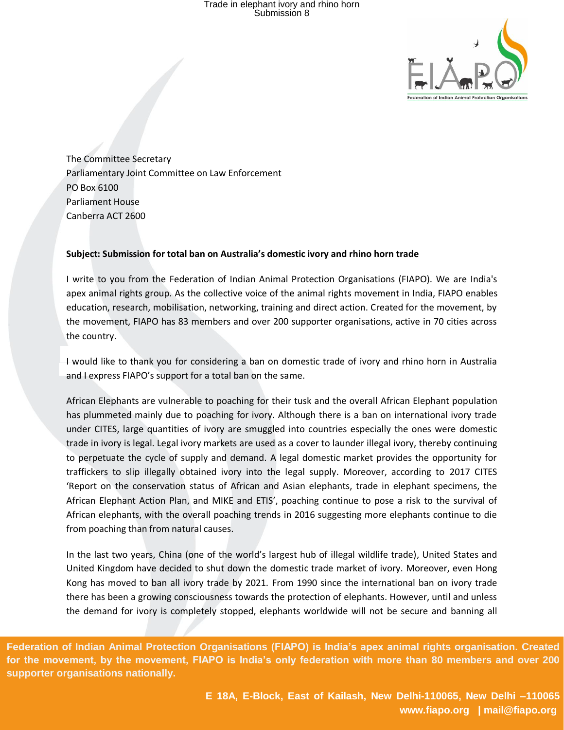The Committee Secretary
Parliamentary Joint Committee on Law Enforcement
PO Box 6100
Parliament House
Canberra ACT 2600

**Subject: Submission for total ban on Australia's domestic ivory and rhino horn trade**

I write to you from the Federation of Indian Animal Protection Organisations (FIAPO). We are India's apex animal rights group. As the collective voice of the animal rights movement in India, FIAPO enables education, research, mobilisation, networking, training and direct action. Created for the movement, by the movement, FIAPO has 83 members and over 200 supporter organisations, active in 70 cities across the country.

I would like to thank you for considering a ban on domestic trade of ivory and rhino horn in Australia and I express FIAPO's support for a total ban on the same.

African Elephants are vulnerable to poaching for their tusk and the overall African Elephant population has plummeted mainly due to poaching for ivory. Although there is a ban on international ivory trade under CITES, large quantities of ivory are smuggled into countries especially the ones were domestic trade in ivory is legal. Legal ivory markets are used as a cover to launder illegal ivory, thereby continuing to perpetuate the cycle of supply and demand. A legal domestic market provides the opportunity for traffickers to slip illegally obtained ivory into the legal supply. Moreover, according to 2017 CITES 'Report on the conservation status of African and Asian elephants, trade in elephant specimens, the African Elephant Action Plan, and MIKE and ETIS', poaching continue to pose a risk to the survival of African elephants, with the overall poaching trends in 2016 suggesting more elephants continue to die from poaching than from natural causes.

In the last two years, China (one of the world's largest hub of illegal wildlife trade), United States and United Kingdom have decided to shut down the domestic trade market of ivory. Moreover, even Hong Kong has moved to ban all ivory trade by 2021. From 1990 since the international ban on ivory trade there has been a growing consciousness towards the protection of elephants. However, until and unless the demand for ivory is completely stopped, elephants worldwide will not be secure and banning all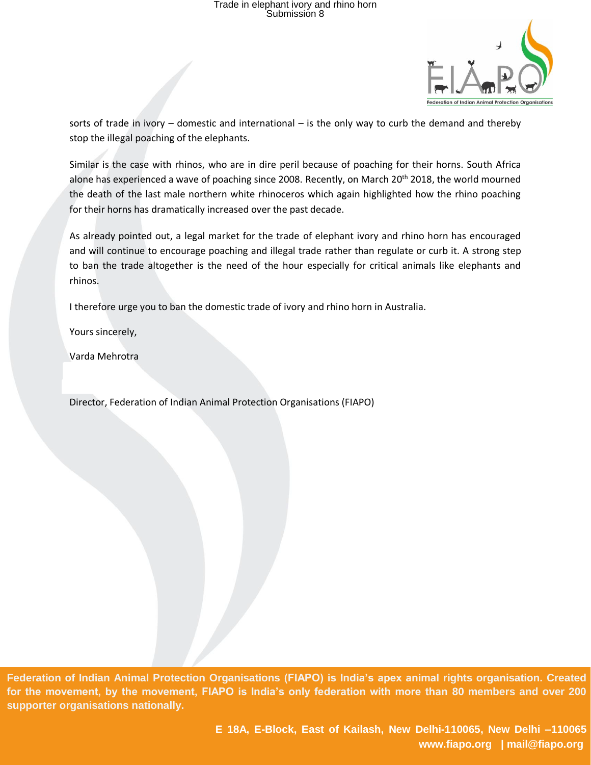sorts of trade in ivory – domestic and international – is the only way to curb the demand and thereby stop the illegal poaching of the elephants.

Similar is the case with rhinos, who are in dire peril because of poaching for their horns. South Africa alone has experienced a wave of poaching since 2008. Recently, on March 20th 2018, the world mourned the death of the last male northern white rhinoceros which again highlighted how the rhino poaching for their horns has dramatically increased over the past decade.

As already pointed out, a legal market for the trade of elephant ivory and rhino horn has encouraged and will continue to encourage poaching and illegal trade rather than regulate or curb it. A strong step to ban the trade altogether is the need of the hour especially for critical animals like elephants and rhinos.

I therefore urge you to ban the domestic trade of ivory and rhino horn in Australia.

Yours sincerely,

Varda Mehrotra

Director, Federation of Indian Animal Protection Organisations (FIAPO)

**Federation of Indian Animal Protection Organisations (FIAPO) is India's apex animal rights organisation. Created for the movement, by the movement, FIAPO is India's only federation with more than 80 members and over 200 supporter organisations nationally.**

**E 18A, E-Block, East of Kailash, New Delhi-110065, New Delhi –110065**
**www.fiapo.org | mail@fiapo.org**